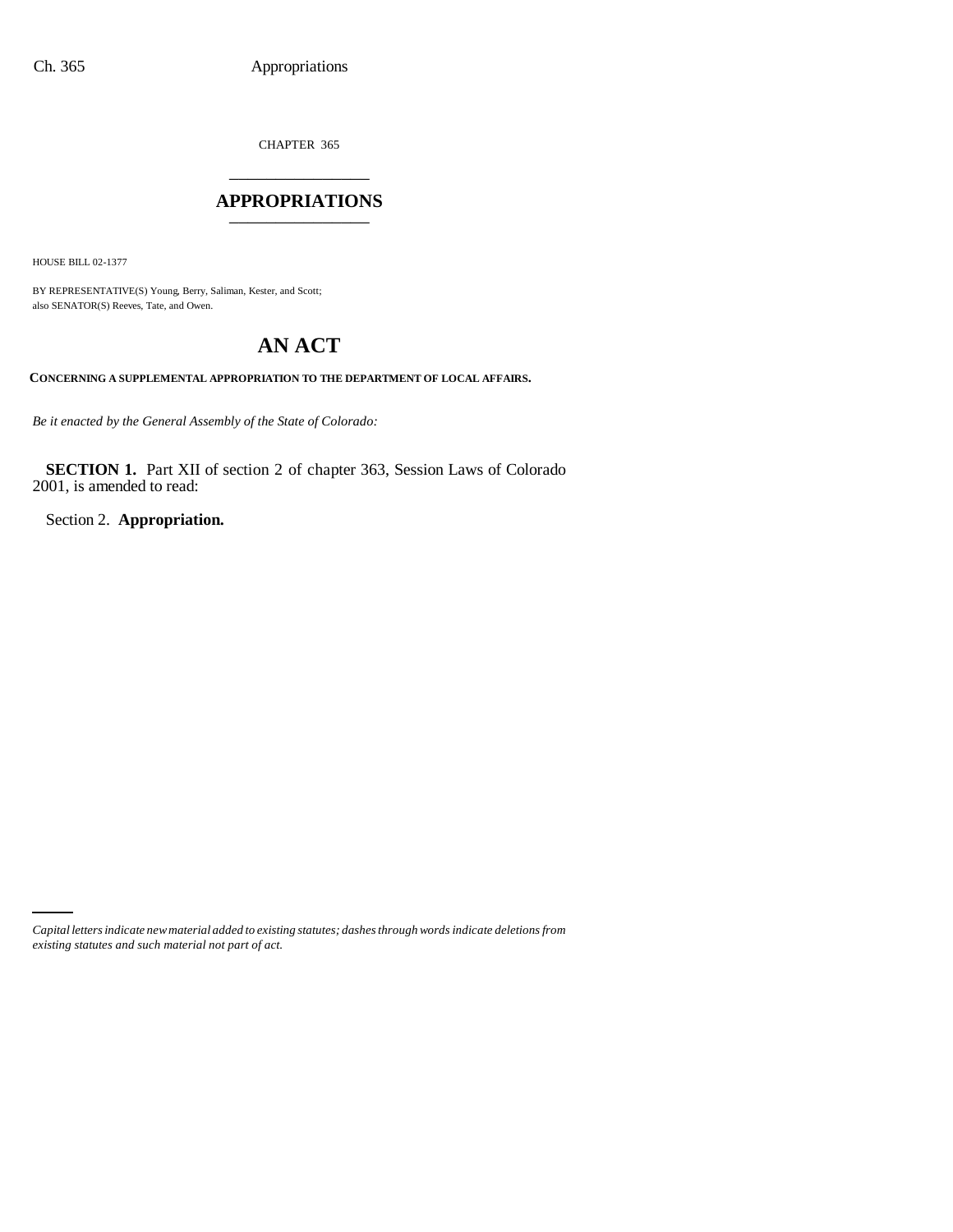CHAPTER 365

# APPROPRIATIONS

HOUSE BILL 02-1377

BY REPRESENTATIVE(S) Young, Berry, Saliman, Kester, and Scott;
also SENATOR(S) Reeves, Tate, and Owen.

## AN ACT

**CONCERNING A SUPPLEMENTAL APPROPRIATION TO THE DEPARTMENT OF LOCAL AFFAIRS.**

*Be it enacted by the General Assembly of the State of Colorado:*

**SECTION 1.** Part XII of section 2 of chapter 363, Session Laws of Colorado 2001, is amended to read:

Section 2. **Appropriation.**

*Capital letters indicate new material added to existing statutes; dashes through words indicate deletions from existing statutes and such material not part of act.*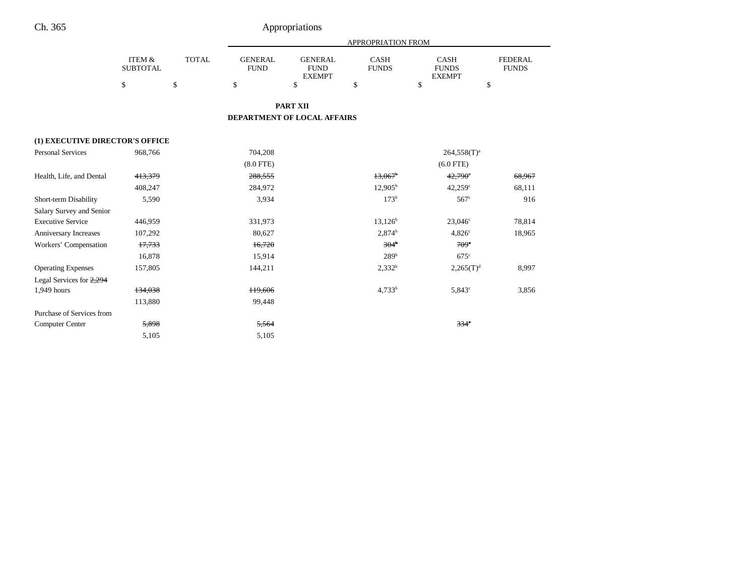## PART XII

## DEPARTMENT OF LOCAL AFFAIRS

| | ITEM & SUBTOTAL | TOTAL | GENERAL FUND | GENERAL FUND EXEMPT | CASH FUNDS | CASH FUNDS EXEMPT | FEDERAL FUNDS |
|---|---|---|---|---|---|---|---|
| | $ | $ | $ | $ | $ | $ | $ |
| **(1) EXECUTIVE DIRECTOR'S OFFICE** | | | | | | | |
| Personal Services | 968,766 | | 704,208 | | | 264,558(T)[a] | |
| | | | (8.0 FTE) | | | (6.0 FTE) | |
| Health, Life, and Dental | ~~413,379~~ | | ~~288,555~~ | | ~~13,067~~[b] | ~~42,790~~[c] | ~~68,967~~ |
| | 408,247 | | 284,972 | | 12,905[b] | 42,259[c] | 68,111 |
| Short-term Disability | 5,590 | | 3,934 | | 173[b] | 567[c] | 916 |
| Salary Survey and Senior Executive Service | 446,959 | | 331,973 | | 13,126[b] | 23,046[c] | 78,814 |
| Anniversary Increases | 107,292 | | 80,627 | | 2,874[b] | 4,826[c] | 18,965 |
| Workers' Compensation | ~~17,733~~ | | ~~16,720~~ | | ~~304~~[b] | ~~709~~[c] | |
| | 16,878 | | 15,914 | | 289[b] | 675[c] | |
| Operating Expenses | 157,805 | | 144,211 | | 2,332[b] | 2,265(T)[d] | 8,997 |
| Legal Services for ~~2,294~~ 1,949 hours | ~~134,038~~ | | ~~119,606~~ | | 4,733[b] | 5,843[c] | 3,856 |
| | 113,880 | | 99,448 | | | | |
| Purchase of Services from Computer Center | ~~5,898~~ | | ~~5,564~~ | | | ~~334~~[c] | |
| | 5,105 | | 5,105 | | | | |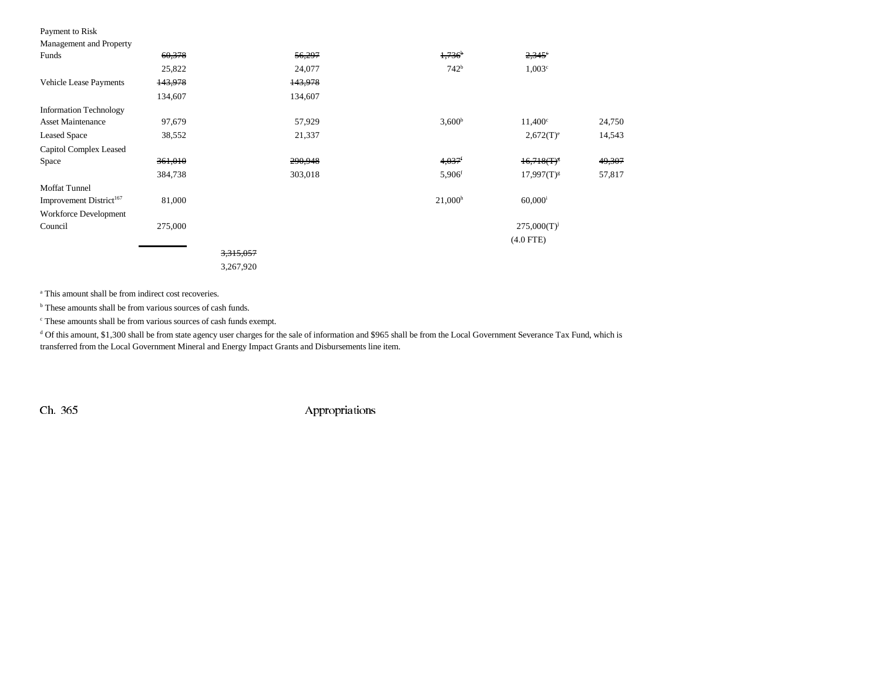| | | | | | |
|---|---|---|---|---|---|
| Payment to Risk Management and Property Funds | ~~60,378~~ 25,822 | | ~~56,297~~ 24,077 | ~~1,736~~[b] 742[b] | ~~2,345~~[c] 1,003[c] | |
| Vehicle Lease Payments | ~~143,978~~ 134,607 | | ~~143,978~~ 134,607 | | | |
| Information Technology Asset Maintenance | 97,679 | | 57,929 | 3,600[b] | 11,400[c] | 24,750 |
| Leased Space | 38,552 | | 21,337 | | 2,672(T)[e] | 14,543 |
| Capitol Complex Leased Space | ~~361,010~~ 384,738 | | ~~290,948~~ 303,018 | ~~4,037~~[f] 5,906[f] | ~~16,718(T)~~[g] 17,997(T)[g] | ~~49,307~~ 57,817 |
| Moffat Tunnel Improvement District[167] | 81,000 | | | 21,000[h] | 60,000[i] | |
| Workforce Development Council | 275,000 | | | | 275,000(T)[j] (4.0 FTE) | |
| | | ~~3,315,057~~ 3,267,920 | | | | |

[a] This amount shall be from indirect cost recoveries.

[b] These amounts shall be from various sources of cash funds.

[c] These amounts shall be from various sources of cash funds exempt.

[d] Of this amount, $1,300 shall be from state agency user charges for the sale of information and $965 shall be from the Local Government Severance Tax Fund, which is transferred from the Local Government Mineral and Energy Impact Grants and Disbursements line item.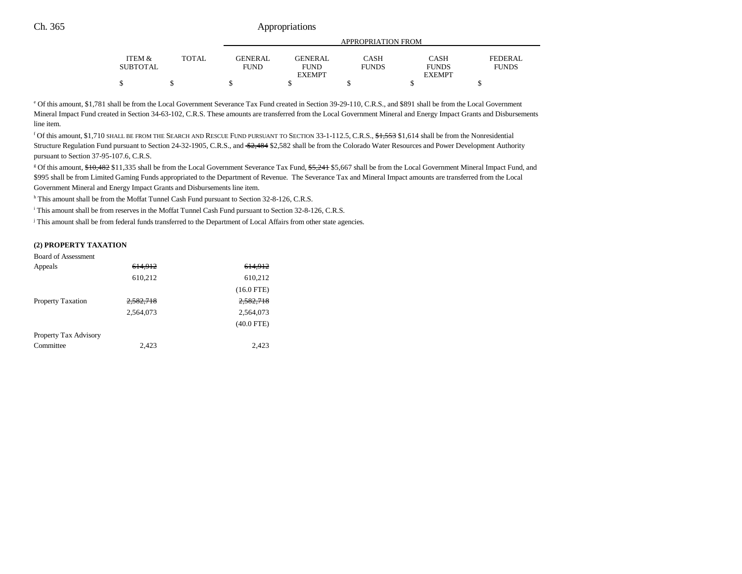| | ITEM & SUBTOTAL | TOTAL | GENERAL FUND | GENERAL FUND EXEMPT | CASH FUNDS | CASH FUNDS EXEMPT | FEDERAL FUNDS |
|---|---|---|---|---|---|---|---|
| | | | APPROPRIATION FROM | | | | |
| | $ | $ | $ | $ | $ | $ | $ |

[e] Of this amount, $1,781 shall be from the Local Government Severance Tax Fund created in Section 39-29-110, C.R.S., and $891 shall be from the Local Government Mineral Impact Fund created in Section 34-63-102, C.R.S. These amounts are transferred from the Local Government Mineral and Energy Impact Grants and Disbursements line item.

[f] Of this amount, $1,710 SHALL BE FROM THE SEARCH AND RESCUE FUND PURSUANT TO SECTION 33-1-112.5, C.R.S., ~~$1,553~~ $1,614 shall be from the Nonresidential Structure Regulation Fund pursuant to Section 24-32-1905, C.R.S., and ~~$2,484~~ $2,582 shall be from the Colorado Water Resources and Power Development Authority pursuant to Section 37-95-107.6, C.R.S.

[g] Of this amount, ~~$10,482~~ $11,335 shall be from the Local Government Severance Tax Fund, ~~$5,241~~ $5,667 shall be from the Local Government Mineral Impact Fund, and $995 shall be from Limited Gaming Funds appropriated to the Department of Revenue. The Severance Tax and Mineral Impact amounts are transferred from the Local Government Mineral and Energy Impact Grants and Disbursements line item.

[h] This amount shall be from the Moffat Tunnel Cash Fund pursuant to Section 32-8-126, C.R.S.

[i] This amount shall be from reserves in the Moffat Tunnel Cash Fund pursuant to Section 32-8-126, C.R.S.

[j] This amount shall be from federal funds transferred to the Department of Local Affairs from other state agencies.

**(2) PROPERTY TAXATION**

| | ITEM & SUBTOTAL | TOTAL | GENERAL FUND | GENERAL FUND EXEMPT | CASH FUNDS | CASH FUNDS EXEMPT | FEDERAL FUNDS |
|---|---|---|---|---|---|---|---|
| Board of Assessment Appeals | ~~614,912~~ | | ~~614,912~~ | | | | |
| | 610,212 | | 610,212 | | | | |
| | | | (16.0 FTE) | | | | |
| Property Taxation | ~~2,582,718~~ | | ~~2,582,718~~ | | | | |
| | 2,564,073 | | 2,564,073 | | | | |
| | | | (40.0 FTE) | | | | |
| Property Tax Advisory Committee | 2,423 | | 2,423 | | | | |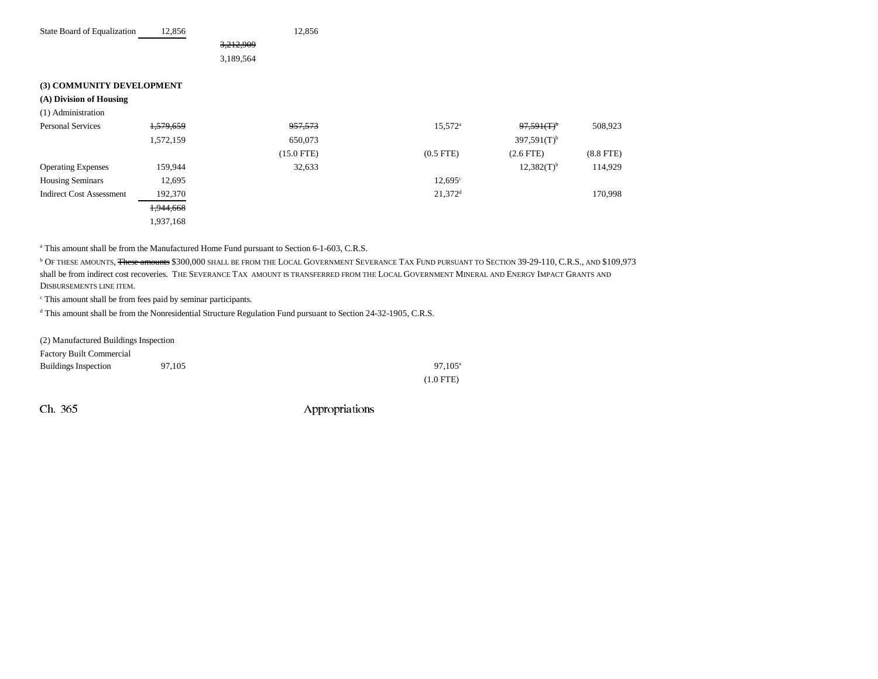| | | | | | | |
|---|---|---|---|---|---|---|
| State Board of Equalization | 12,856 | | 12,856 | | | |
| | | ~~3,212,909~~ | | | | |
| | | 3,189,564 | | | | |

**(3) COMMUNITY DEVELOPMENT**

**(A) Division of Housing**

(1) Administration

| | | | | | |
|---|---|---|---|---|---|
| Personal Services | ~~1,579,659~~ 1,572,159 | ~~957,573~~ 650,073 (15.0 FTE) | 15,572[a] (0.5 FTE) | ~~97,591(T)[b]~~ 397,591(T)[b] (2.6 FTE) | 508,923 (8.8 FTE) |
| Operating Expenses | 159,944 | 32,633 | | 12,382(T)[b] | 114,929 |
| Housing Seminars | 12,695 | | 12,695[c] | | |
| Indirect Cost Assessment | 192,370 | | 21,372[d] | | 170,998 |
| | ~~1,944,668~~ 1,937,168 | | | | |

[a] This amount shall be from the Manufactured Home Fund pursuant to Section 6-1-603, C.R.S.

[b] OF THESE AMOUNTS, ~~These amounts~~ $300,000 SHALL BE FROM THE LOCAL GOVERNMENT SEVERANCE TAX FUND PURSUANT TO SECTION 39-29-110, C.R.S., AND $109,973 shall be from indirect cost recoveries. THE SEVERANCE TAX AMOUNT IS TRANSFERRED FROM THE LOCAL GOVERNMENT MINERAL AND ENERGY IMPACT GRANTS AND DISBURSEMENTS LINE ITEM.

[c] This amount shall be from fees paid by seminar participants.

[d] This amount shall be from the Nonresidential Structure Regulation Fund pursuant to Section 24-32-1905, C.R.S.

(2) Manufactured Buildings Inspection

| | | |
|---|---|---|
| Factory Built Commercial Buildings Inspection | 97,105 | 97,105[a] (1.0 FTE) |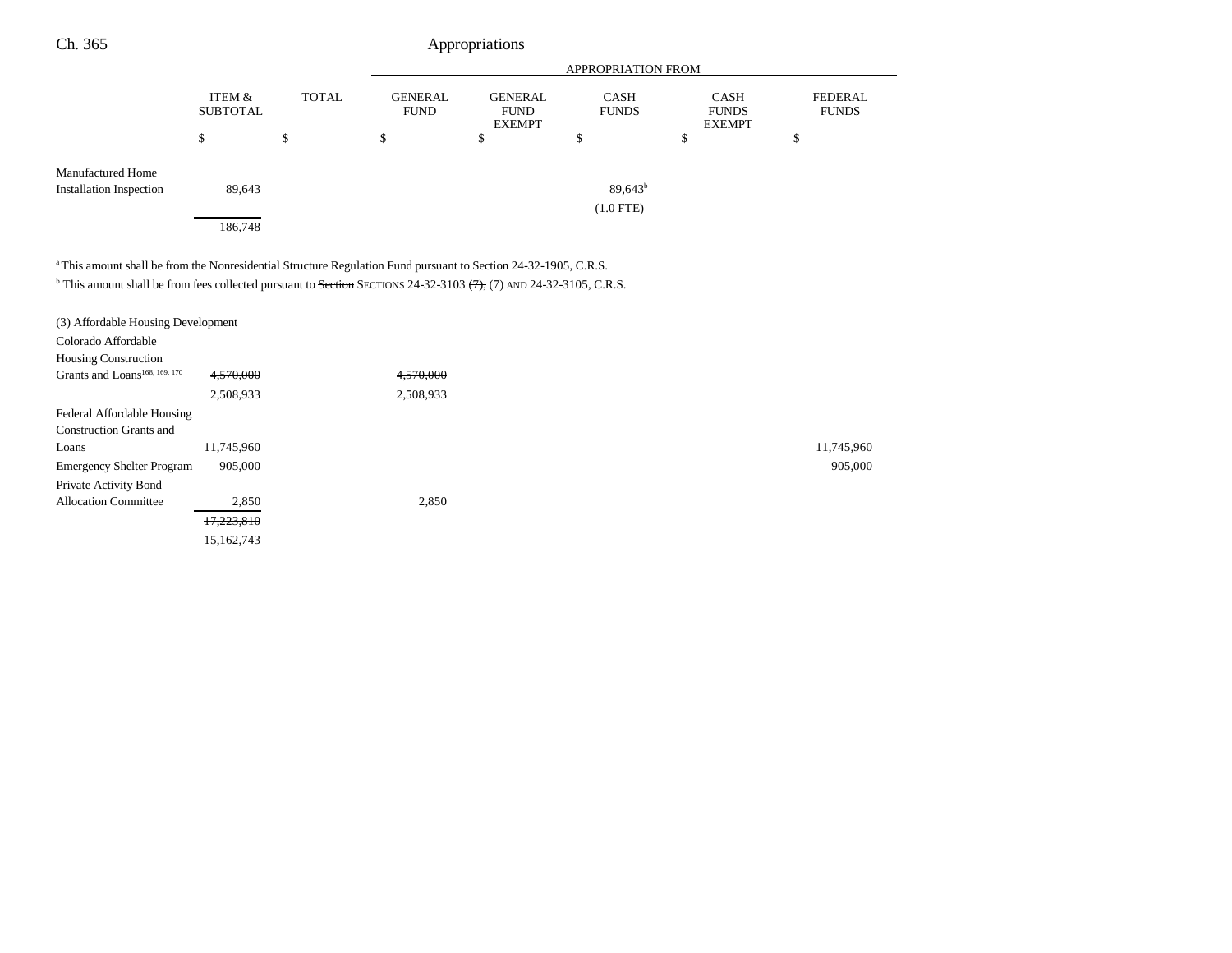| | ITEM & SUBTOTAL | TOTAL | GENERAL FUND | GENERAL FUND EXEMPT | CASH FUNDS | CASH FUNDS EXEMPT | FEDERAL FUNDS |
|---|---|---|---|---|---|---|---|
| | | | APPROPRIATION FROM | | | | |
| | $ | $ | $ | $ | $ | $ | $ |
| Manufactured Home Installation Inspection | 89,643 | | | | 89,643[b] (1.0 FTE) | | |
| | 186,748 | | | | | | |

[a] This amount shall be from the Nonresidential Structure Regulation Fund pursuant to Section 24-32-1905, C.R.S.

[b] This amount shall be from fees collected pursuant to ~~Section~~ SECTIONS 24-32-3103 ~~(7),~~ (7) AND 24-32-3105, C.R.S.

| | ITEM & SUBTOTAL | TOTAL | GENERAL FUND | GENERAL FUND EXEMPT | CASH FUNDS | CASH FUNDS EXEMPT | FEDERAL FUNDS |
|---|---|---|---|---|---|---|---|
| (3) Affordable Housing Development | | | | | | | |
| Colorado Affordable Housing Construction Grants and Loans[168, 169, 170] | ~~4,570,000~~ 2,508,933 | | ~~4,570,000~~ 2,508,933 | | | | |
| Federal Affordable Housing Construction Grants and Loans | 11,745,960 | | | | | | 11,745,960 |
| Emergency Shelter Program | 905,000 | | | | | | 905,000 |
| Private Activity Bond Allocation Committee | 2,850 | | 2,850 | | | | |
| | ~~17,223,810~~ 15,162,743 | | | | | | |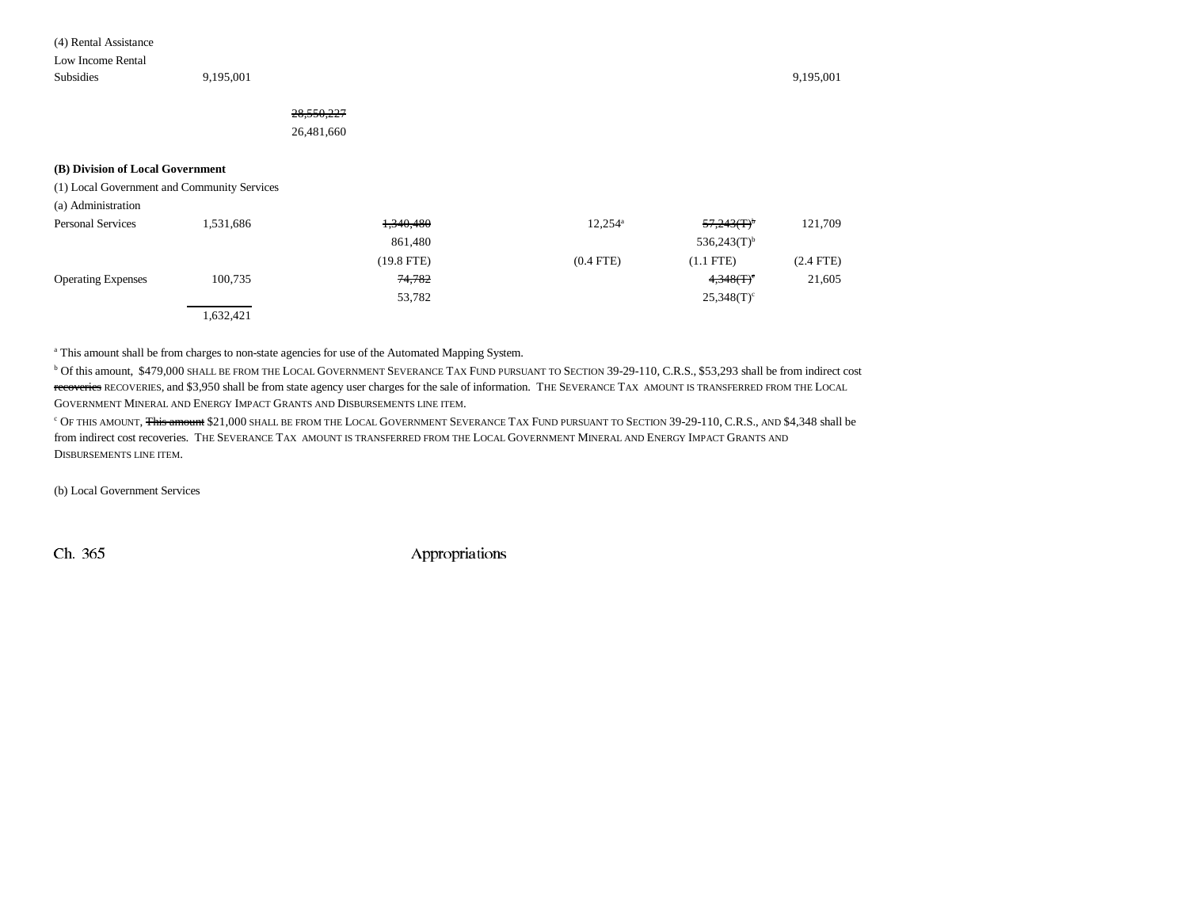| | | | | | | |
|---|---|---|---|---|---|---|
| (4) Rental Assistance | | | | | | |
| Low Income Rental Subsidies | 9,195,001 | | | | | 9,195,001 |
| | | ~~28,550,227~~ 26,481,660 | | | | |

**(B) Division of Local Government**

(1) Local Government and Community Services

(a) Administration

| | | | | | |
|---|---|---|---|---|---|
| Personal Services | 1,531,686 | ~~1,340,480~~ 861,480 (19.8 FTE) | 12,254[a] (0.4 FTE) | ~~57,243(T)~~[b] 536,243(T)[b] (1.1 FTE) | 121,709 (2.4 FTE) |
| Operating Expenses | 100,735 | ~~74,782~~ 53,782 | | ~~4,348(T)~~ 25,348(T)[c] | 21,605 |
| | 1,632,421 | | | | |

[a] This amount shall be from charges to non-state agencies for use of the Automated Mapping System.

[b] Of this amount, $479,000 SHALL BE FROM THE LOCAL GOVERNMENT SEVERANCE TAX FUND PURSUANT TO SECTION 39-29-110, C.R.S., $53,293 shall be from indirect cost ~~recoveries~~ RECOVERIES, and $3,950 shall be from state agency user charges for the sale of information. THE SEVERANCE TAX AMOUNT IS TRANSFERRED FROM THE LOCAL GOVERNMENT MINERAL AND ENERGY IMPACT GRANTS AND DISBURSEMENTS LINE ITEM.

[c] OF THIS AMOUNT, ~~This amount~~ $21,000 SHALL BE FROM THE LOCAL GOVERNMENT SEVERANCE TAX FUND PURSUANT TO SECTION 39-29-110, C.R.S., AND $4,348 shall be from indirect cost recoveries. THE SEVERANCE TAX AMOUNT IS TRANSFERRED FROM THE LOCAL GOVERNMENT MINERAL AND ENERGY IMPACT GRANTS AND DISBURSEMENTS LINE ITEM.

(b) Local Government Services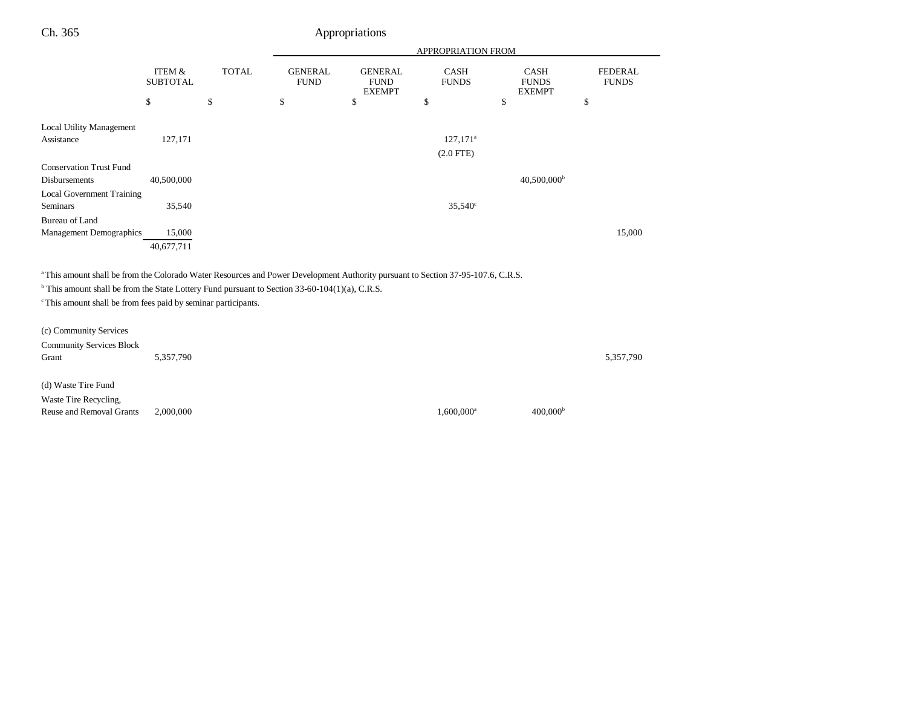| | ITEM & SUBTOTAL | TOTAL | APPROPRIATION FROM GENERAL FUND | GENERAL FUND EXEMPT | CASH FUNDS | CASH FUNDS EXEMPT | FEDERAL FUNDS |
|---|---|---|---|---|---|---|---|
| | $ | $ | $ | $ | $ | $ | $ |
| Local Utility Management Assistance | 127,171 | | | | 127,171[a] (2.0 FTE) | | |
| Conservation Trust Fund Disbursements | 40,500,000 | | | | | 40,500,000[b] | |
| Local Government Training Seminars | 35,540 | | | | 35,540[c] | | |
| Bureau of Land Management Demographics | 15,000 | | | | | | 15,000 |
| | 40,677,711 | | | | | | |

[a] This amount shall be from the Colorado Water Resources and Power Development Authority pursuant to Section 37-95-107.6, C.R.S.
[b] This amount shall be from the State Lottery Fund pursuant to Section 33-60-104(1)(a), C.R.S.
[c] This amount shall be from fees paid by seminar participants.

| | ITEM & SUBTOTAL | TOTAL | GENERAL FUND | GENERAL FUND EXEMPT | CASH FUNDS | CASH FUNDS EXEMPT | FEDERAL FUNDS |
|---|---|---|---|---|---|---|---|
| (c) Community Services | | | | | | | |
| Community Services Block Grant | 5,357,790 | | | | | | 5,357,790 |
| (d) Waste Tire Fund | | | | | | | |
| Waste Tire Recycling, Reuse and Removal Grants | 2,000,000 | | | | 1,600,000[a] | 400,000[b] | |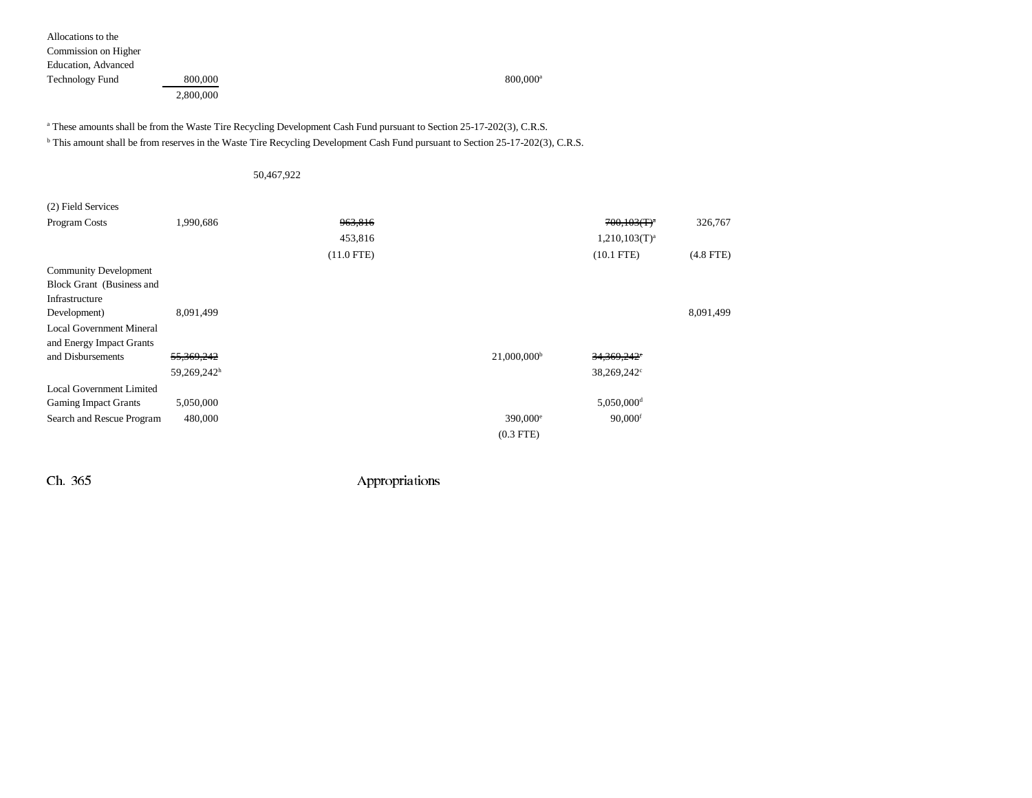| | | | | | | |
|---|---|---|---|---|---|---|
| Allocations to the Commission on Higher Education, Advanced Technology Fund | 800,000 | | | 800,000[a] | | |
| | 2,800,000 | | | | | |

[a] These amounts shall be from the Waste Tire Recycling Development Cash Fund pursuant to Section 25-17-202(3), C.R.S.

[b] This amount shall be from reserves in the Waste Tire Recycling Development Cash Fund pursuant to Section 25-17-202(3), C.R.S.

50,467,922

| | | | | | | |
|---|---|---|---|---|---|---|
| (2) Field Services | | | | | | |
| Program Costs | 1,990,686 | | ~~963,816~~ 453,816 (11.0 FTE) | | ~~700,103(T)[a]~~ 1,210,103(T)[a] (10.1 FTE) | 326,767 (4.8 FTE) |
| Community Development Block Grant (Business and Infrastructure Development) | 8,091,499 | | | | | 8,091,499 |
| Local Government Mineral and Energy Impact Grants and Disbursements | ~~55,369,242~~ 59,269,242[h] | | | 21,000,000[b] | ~~34,369,242[c]~~ 38,269,242[c] | |
| Local Government Limited Gaming Impact Grants | 5,050,000 | | | | 5,050,000[d] | |
| Search and Rescue Program | 480,000 | | | 390,000[e] (0.3 FTE) | 90,000[f] | |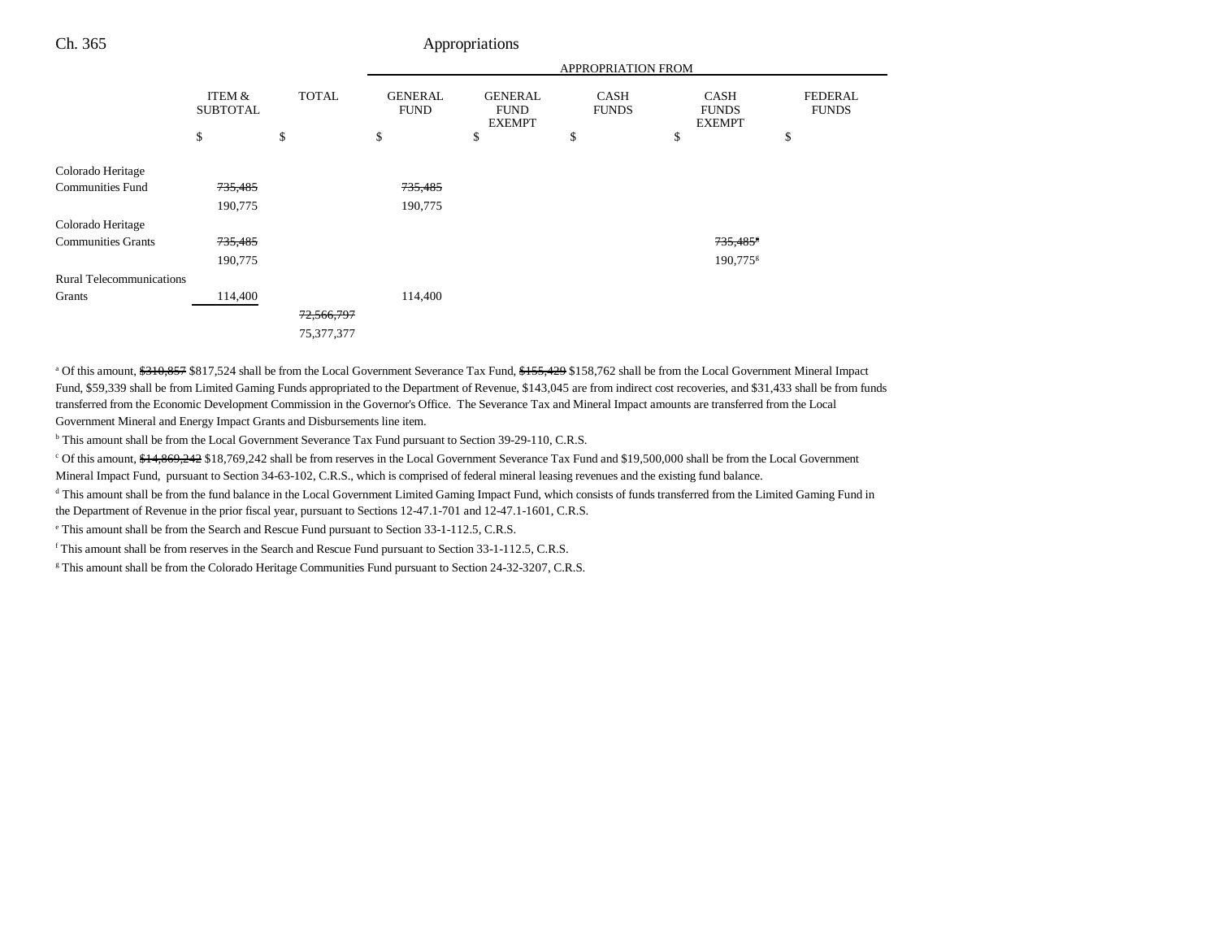| | ITEM & SUBTOTAL | TOTAL | APPROPRIATION FROM GENERAL FUND | GENERAL FUND EXEMPT | CASH FUNDS | CASH FUNDS EXEMPT | FEDERAL FUNDS |
|---|---|---|---|---|---|---|---|
| | $ | $ | $ | $ | $ | $ | $ |
| Colorado Heritage Communities Fund | ~~735,485~~ | | ~~735,485~~ | | | | |
| | 190,775 | | 190,775 | | | | |
| Colorado Heritage Communities Grants | ~~735,485~~ | | | | | ~~735,485~~[g] | |
| | 190,775 | | | | | 190,775[g] | |
| Rural Telecommunications Grants | 114,400 | | 114,400 | | | | |
| | | ~~72,566,797~~ | | | | | |
| | | 75,377,377 | | | | | |

[a] Of this amount, ~~$310,857~~ $817,524 shall be from the Local Government Severance Tax Fund, ~~$155,429~~ $158,762 shall be from the Local Government Mineral Impact Fund, $59,339 shall be from Limited Gaming Funds appropriated to the Department of Revenue, $143,045 are from indirect cost recoveries, and $31,433 shall be from funds transferred from the Economic Development Commission in the Governor's Office. The Severance Tax and Mineral Impact amounts are transferred from the Local Government Mineral and Energy Impact Grants and Disbursements line item.

[b] This amount shall be from the Local Government Severance Tax Fund pursuant to Section 39-29-110, C.R.S.

[c] Of this amount, ~~$14,869,242~~ $18,769,242 shall be from reserves in the Local Government Severance Tax Fund and $19,500,000 shall be from the Local Government Mineral Impact Fund, pursuant to Section 34-63-102, C.R.S., which is comprised of federal mineral leasing revenues and the existing fund balance.

[d] This amount shall be from the fund balance in the Local Government Limited Gaming Impact Fund, which consists of funds transferred from the Limited Gaming Fund in the Department of Revenue in the prior fiscal year, pursuant to Sections 12-47.1-701 and 12-47.1-1601, C.R.S.

[e] This amount shall be from the Search and Rescue Fund pursuant to Section 33-1-112.5, C.R.S.

[f] This amount shall be from reserves in the Search and Rescue Fund pursuant to Section 33-1-112.5, C.R.S.

[g] This amount shall be from the Colorado Heritage Communities Fund pursuant to Section 24-32-3207, C.R.S.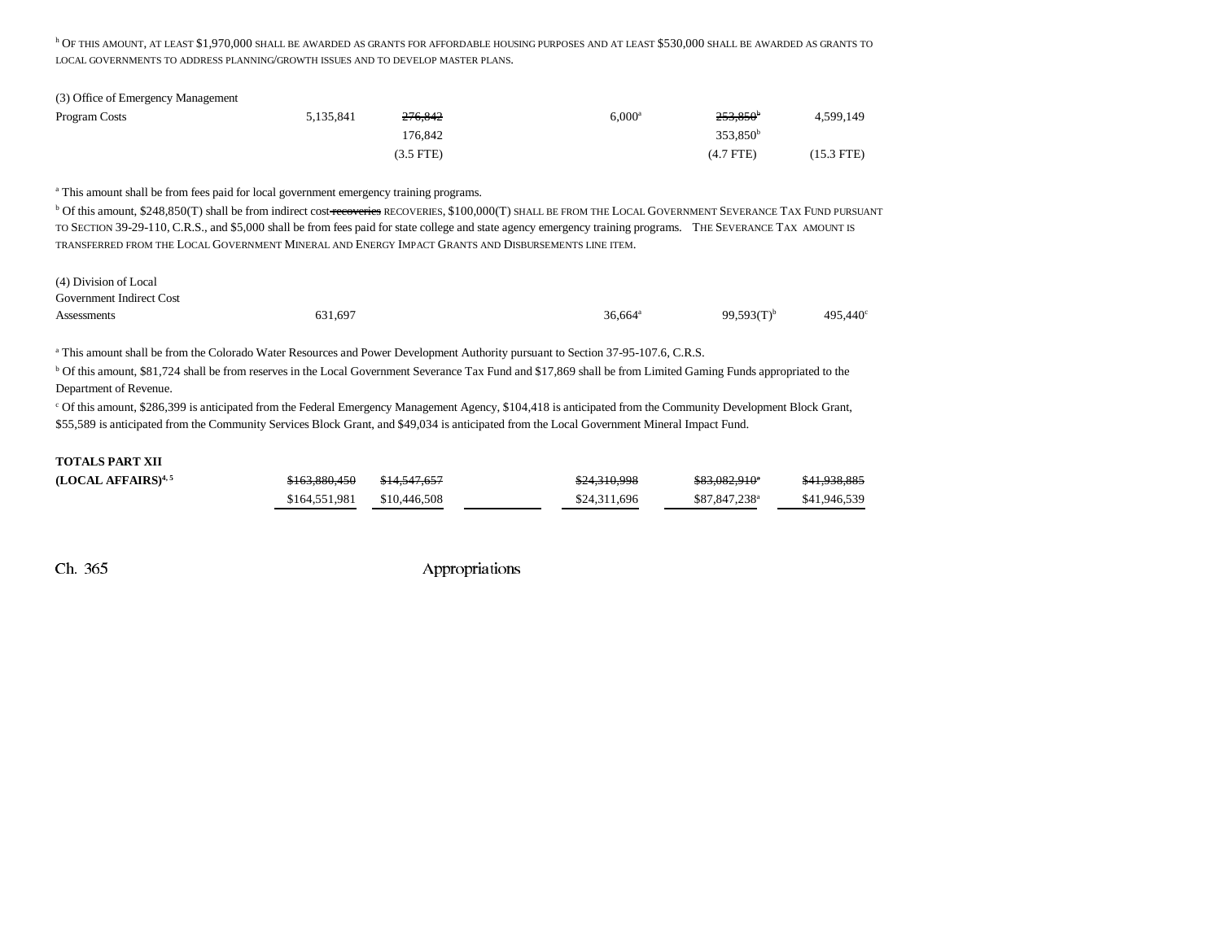[h] OF THIS AMOUNT, AT LEAST $1,970,000 SHALL BE AWARDED AS GRANTS FOR AFFORDABLE HOUSING PURPOSES AND AT LEAST $530,000 SHALL BE AWARDED AS GRANTS TO LOCAL GOVERNMENTS TO ADDRESS PLANNING/GROWTH ISSUES AND TO DEVELOP MASTER PLANS.

| | | | | | | |
|---|---|---|---|---|---|---|
| (3) Office of Emergency Management | | | | | | |
| Program Costs | 5,135,841 | ~~276,842~~ 176,842 (3.5 FTE) | | 6,000[a] | ~~253,850~~[b] 353,850[b] (4.7 FTE) | 4,599,149 (15.3 FTE) |

[a] This amount shall be from fees paid for local government emergency training programs.

[b] Of this amount, $248,850(T) shall be from indirect cost ~~recoveries~~ RECOVERIES, $100,000(T) SHALL BE FROM THE LOCAL GOVERNMENT SEVERANCE TAX FUND PURSUANT TO SECTION 39-29-110, C.R.S., and $5,000 shall be from fees paid for state college and state agency emergency training programs. THE SEVERANCE TAX AMOUNT IS TRANSFERRED FROM THE LOCAL GOVERNMENT MINERAL AND ENERGY IMPACT GRANTS AND DISBURSEMENTS LINE ITEM.

| | | | | | | |
|---|---|---|---|---|---|---|
| (4) Division of Local Government Indirect Cost Assessments | 631,697 | | | 36,664[a] | 99,593(T)[b] | 495,440[c] |

[a] This amount shall be from the Colorado Water Resources and Power Development Authority pursuant to Section 37-95-107.6, C.R.S.

[b] Of this amount, $81,724 shall be from reserves in the Local Government Severance Tax Fund and $17,869 shall be from Limited Gaming Funds appropriated to the Department of Revenue.

[c] Of this amount, $286,399 is anticipated from the Federal Emergency Management Agency, $104,418 is anticipated from the Community Development Block Grant, $55,589 is anticipated from the Community Services Block Grant, and $49,034 is anticipated from the Local Government Mineral Impact Fund.

| | | | | | | |
|---|---|---|---|---|---|---|
| **TOTALS PART XII (LOCAL AFFAIRS)[4, 5]** | ~~$163,880,450~~ $164,551,981 | ~~$14,547,657~~ $10,446,508 | | ~~$24,310,998~~ $24,311,696 | ~~$83,082,910~~[a] $87,847,238[a] | ~~$41,938,885~~ $41,946,539 |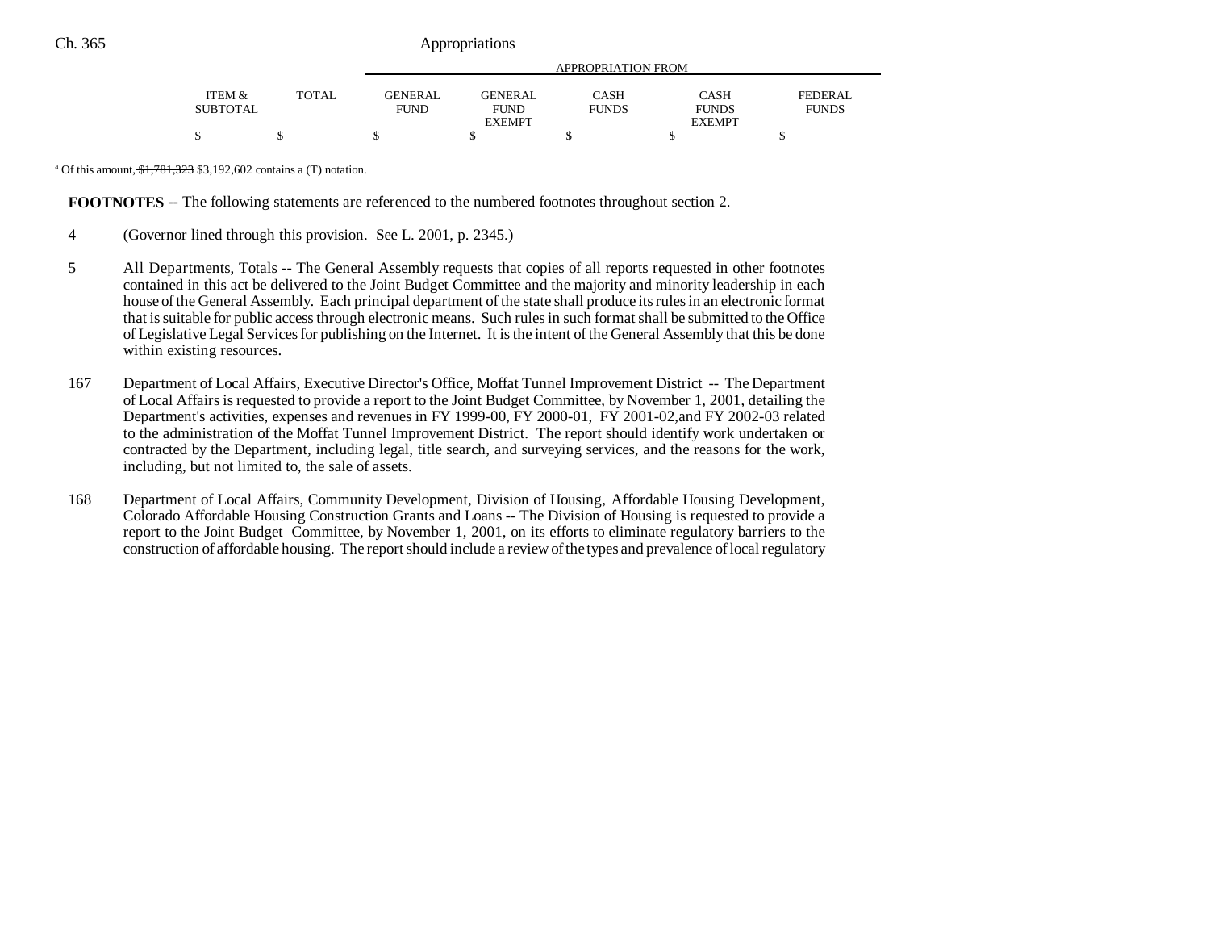| ITEM & SUBTOTAL | TOTAL | GENERAL FUND | GENERAL FUND EXEMPT | CASH FUNDS | CASH FUNDS EXEMPT | FEDERAL FUNDS |
|---|---|---|---|---|---|---|
| $ | $ | $ | $ | $ | $ | $ |

[a] Of this amount, ~~$1,781,323~~ $3,192,602 contains a (T) notation.

**FOOTNOTES** -- The following statements are referenced to the numbered footnotes throughout section 2.

4 (Governor lined through this provision. See L. 2001, p. 2345.)

5 All Departments, Totals -- The General Assembly requests that copies of all reports requested in other footnotes contained in this act be delivered to the Joint Budget Committee and the majority and minority leadership in each house of the General Assembly. Each principal department of the state shall produce its rules in an electronic format that is suitable for public access through electronic means. Such rules in such format shall be submitted to the Office of Legislative Legal Services for publishing on the Internet. It is the intent of the General Assembly that this be done within existing resources.

167 Department of Local Affairs, Executive Director's Office, Moffat Tunnel Improvement District -- The Department of Local Affairs is requested to provide a report to the Joint Budget Committee, by November 1, 2001, detailing the Department's activities, expenses and revenues in FY 1999-00, FY 2000-01, FY 2001-02,and FY 2002-03 related to the administration of the Moffat Tunnel Improvement District. The report should identify work undertaken or contracted by the Department, including legal, title search, and surveying services, and the reasons for the work, including, but not limited to, the sale of assets.

168 Department of Local Affairs, Community Development, Division of Housing, Affordable Housing Development, Colorado Affordable Housing Construction Grants and Loans -- The Division of Housing is requested to provide a report to the Joint Budget Committee, by November 1, 2001, on its efforts to eliminate regulatory barriers to the construction of affordable housing. The report should include a review of the types and prevalence of local regulatory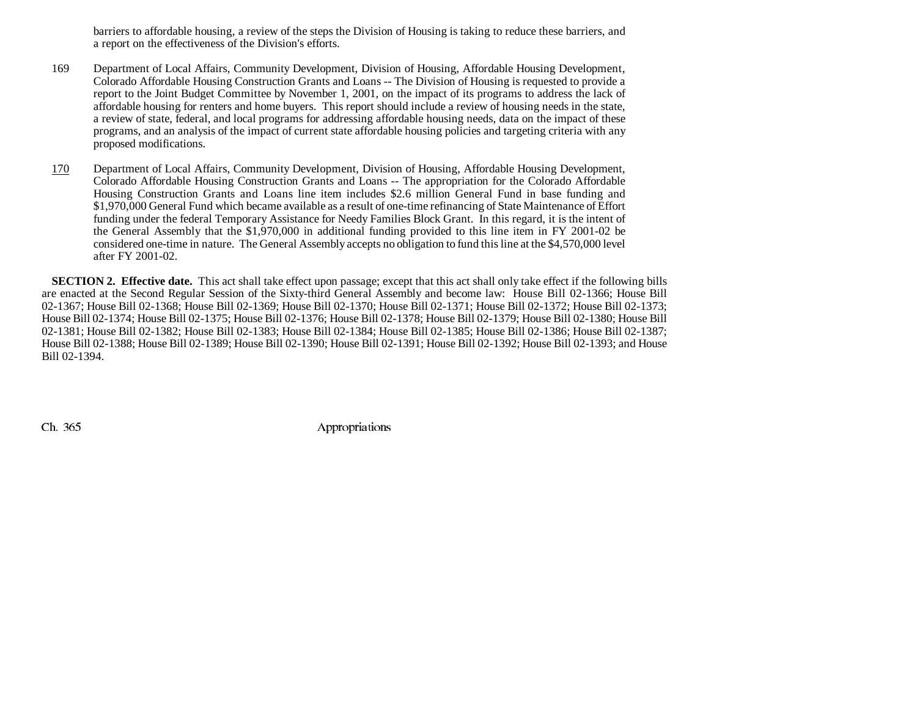barriers to affordable housing, a review of the steps the Division of Housing is taking to reduce these barriers, and a report on the effectiveness of the Division's efforts.

169 Department of Local Affairs, Community Development, Division of Housing, Affordable Housing Development, Colorado Affordable Housing Construction Grants and Loans -- The Division of Housing is requested to provide a report to the Joint Budget Committee by November 1, 2001, on the impact of its programs to address the lack of affordable housing for renters and home buyers. This report should include a review of housing needs in the state, a review of state, federal, and local programs for addressing affordable housing needs, data on the impact of these programs, and an analysis of the impact of current state affordable housing policies and targeting criteria with any proposed modifications.

170 Department of Local Affairs, Community Development, Division of Housing, Affordable Housing Development, Colorado Affordable Housing Construction Grants and Loans -- The appropriation for the Colorado Affordable Housing Construction Grants and Loans line item includes $2.6 million General Fund in base funding and $1,970,000 General Fund which became available as a result of one-time refinancing of State Maintenance of Effort funding under the federal Temporary Assistance for Needy Families Block Grant. In this regard, it is the intent of the General Assembly that the $1,970,000 in additional funding provided to this line item in FY 2001-02 be considered one-time in nature. The General Assembly accepts no obligation to fund this line at the $4,570,000 level after FY 2001-02.

**SECTION 2. Effective date.** This act shall take effect upon passage; except that this act shall only take effect if the following bills are enacted at the Second Regular Session of the Sixty-third General Assembly and become law: House Bill 02-1366; House Bill 02-1367; House Bill 02-1368; House Bill 02-1369; House Bill 02-1370; House Bill 02-1371; House Bill 02-1372; House Bill 02-1373; House Bill 02-1374; House Bill 02-1375; House Bill 02-1376; House Bill 02-1378; House Bill 02-1379; House Bill 02-1380; House Bill 02-1381; House Bill 02-1382; House Bill 02-1383; House Bill 02-1384; House Bill 02-1385; House Bill 02-1386; House Bill 02-1387; House Bill 02-1388; House Bill 02-1389; House Bill 02-1390; House Bill 02-1391; House Bill 02-1392; House Bill 02-1393; and House Bill 02-1394.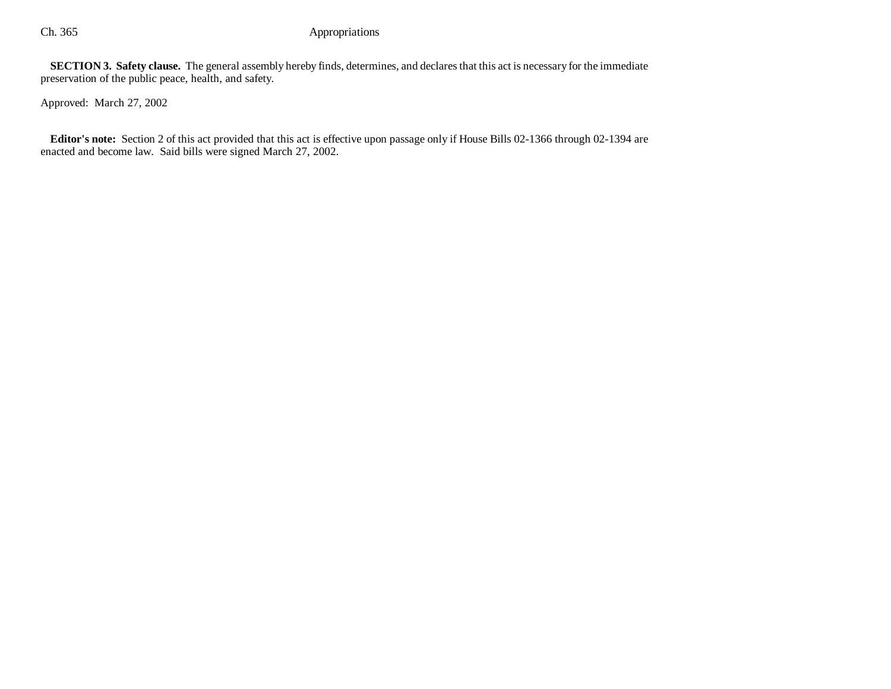**SECTION 3. Safety clause.** The general assembly hereby finds, determines, and declares that this act is necessary for the immediate preservation of the public peace, health, and safety.

Approved: March 27, 2002

**Editor's note:** Section 2 of this act provided that this act is effective upon passage only if House Bills 02-1366 through 02-1394 are enacted and become law. Said bills were signed March 27, 2002.